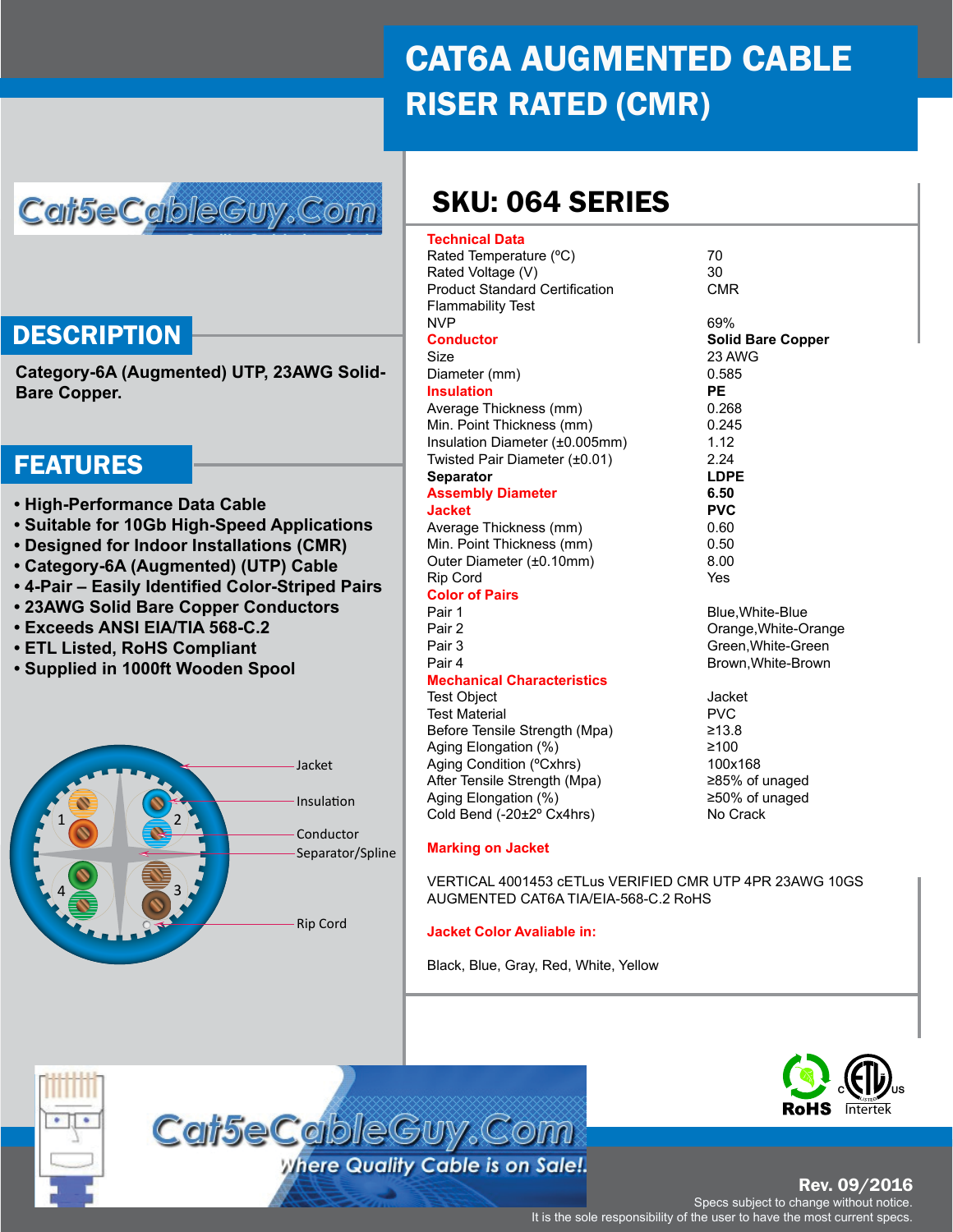# CAT6A AUGMENTED CABLE RISER RATED (CMR)

Cat5eCableGuy.Com

## DESCRIPTION

**Category-6A (Augmented) UTP, 23AWG Solid-Bare Copper.**

## FEATURES

- **High-Performance Data Cable**
- **Suitable for 10Gb High-Speed Applications**
- **Designed for Indoor Installations (CMR)**
- **Category-6A (Augmented) (UTP) Cable**
- **4-Pair – Easily Identified Color-Striped Pairs**
- **23AWG Solid Bare Copper Conductors**
- **Exceeds ANSI EIA/TIA 568-C.2**
- **ETL Listed, RoHS Compliant**
- **Supplied in 1000ft Wooden Spool**

Jacket
Insulation
Conductor
Separator/Spline
Rip Cord

## SKU: 064 SERIES

| **Technical Data** | |
|---|---|
| Rated Temperature (ºC) | 70 |
| Rated Voltage (V) | 30 |
| Product Standard Certification | CMR |
| Flammability Test | |
| NVP | 69% |
| **Conductor** | **Solid Bare Copper** |
| Size | 23 AWG |
| Diameter (mm) | 0.585 |
| **Insulation** | **PE** |
| Average Thickness (mm) | 0.268 |
| Min. Point Thickness (mm) | 0.245 |
| Insulation Diameter (±0.005mm) | 1.12 |
| Twisted Pair Diameter (±0.01) | 2.24 |
| **Separator** | **LDPE** |
| **Assembly Diameter** | **6.50** |
| **Jacket** | **PVC** |
| Average Thickness (mm) | 0.60 |
| Min. Point Thickness (mm) | 0.50 |
| Outer Diameter (±0.10mm) | 8.00 |
| Rip Cord | Yes |
| **Color of Pairs** | |
| Pair 1 | Blue,White-Blue |
| Pair 2 | Orange,White-Orange |
| Pair 3 | Green,White-Green |
| Pair 4 | Brown,White-Brown |
| **Mechanical Characteristics** | |
| Test Object | Jacket |
| Test Material | PVC |
| Before Tensile Strength (Mpa) | ≥13.8 |
| Aging Elongation (%) | ≥100 |
| Aging Condition (ºCxhrs) | 100x168 |
| After Tensile Strength (Mpa) | ≥85% of unaged |
| Aging Elongation (%) | ≥50% of unaged |
| Cold Bend (-20±2º Cx4hrs) | No Crack |

**Marking on Jacket**

VERTICAL 4001453 cETLus VERIFIED CMR UTP 4PR 23AWG 10GS AUGMENTED CAT6A TIA/EIA-568-C.2 RoHS

**Jacket Color Avaliable in:**

Black, Blue, Gray, Red, White, Yellow

Cat5eCableGuy.Com
*Where Quality Cable is on Sale!.*

RoHS | Intertek

**Rev. 09/2016**
Specs subject to change without notice.
It is the sole responsibility of the user to have the most current specs.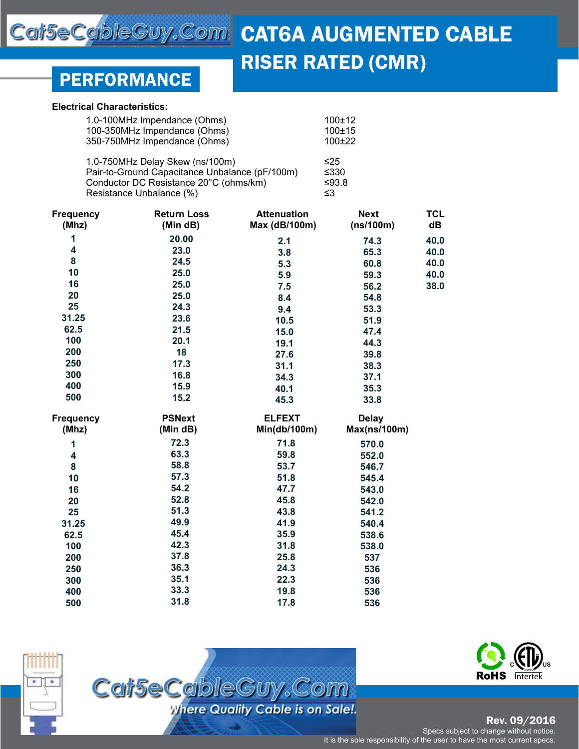# CAT6A AUGMENTED CABLE RISER RATED (CMR)

## PERFORMANCE

**Electrical Characteristics:**

| | |
|---|---|
| 1.0-100MHz Impendance (Ohms) | 100±12 |
| 100-350MHz Impendance (Ohms) | 100±15 |
| 350-750MHz Impendance (Ohms) | 100±22 |
| 1.0-750MHz Delay Skew (ns/100m) | ≤25 |
| Pair-to-Ground Capacitance Unbalance (pF/100m) | ≤330 |
| Conductor DC Resistance 20°C (ohms/km) | ≤93.8 |
| Resistance Unbalance (%) | ≤3 |

| Frequency (Mhz) | Return Loss (Min dB) | Attenuation Max (dB/100m) | Next (ns/100m) | TCL dB |
|---|---|---|---|---|
| 1 | 20.00 | 2.1 | 74.3 | 40.0 |
| 4 | 23.0 | 3.8 | 65.3 | 40.0 |
| 8 | 24.5 | 5.3 | 60.8 | 40.0 |
| 10 | 25.0 | 5.9 | 59.3 | 40.0 |
| 16 | 25.0 | 7.5 | 56.2 | 38.0 |
| 20 | 25.0 | 8.4 | 54.8 | |
| 25 | 24.3 | 9.4 | 53.3 | |
| 31.25 | 23.6 | 10.5 | 51.9 | |
| 62.5 | 21.5 | 15.0 | 47.4 | |
| 100 | 20.1 | 19.1 | 44.3 | |
| 200 | 18 | 27.6 | 39.8 | |
| 250 | 17.3 | 31.1 | 38.3 | |
| 300 | 16.8 | 34.3 | 37.1 | |
| 400 | 15.9 | 40.1 | 35.3 | |
| 500 | 15.2 | 45.3 | 33.8 | |

| Frequency (Mhz) | PSNext (Min dB) | ELFEXT Min(db/100m) | Delay Max(ns/100m) |
|---|---|---|---|
| 1 | 72.3 | 71.8 | 570.0 |
| 4 | 63.3 | 59.8 | 552.0 |
| 8 | 58.8 | 53.7 | 546.7 |
| 10 | 57.3 | 51.8 | 545.4 |
| 16 | 54.2 | 47.7 | 543.0 |
| 20 | 52.8 | 45.8 | 542.0 |
| 25 | 51.3 | 43.8 | 541.2 |
| 31.25 | 49.9 | 41.9 | 540.4 |
| 62.5 | 45.4 | 35.9 | 538.6 |
| 100 | 42.3 | 31.8 | 538.0 |
| 200 | 37.8 | 25.8 | 537 |
| 250 | 36.3 | 24.3 | 536 |
| 300 | 35.1 | 22.3 | 536 |
| 400 | 33.3 | 19.8 | 536 |
| 500 | 31.8 | 17.8 | 536 |

Cat5eCableGuy.Com
*Where Quality Cable is on Sale!.*

RoHS Intertek

**Rev. 09/2016**
Specs subject to change without notice.
It is the sole responsibility of the user to have the most current specs.